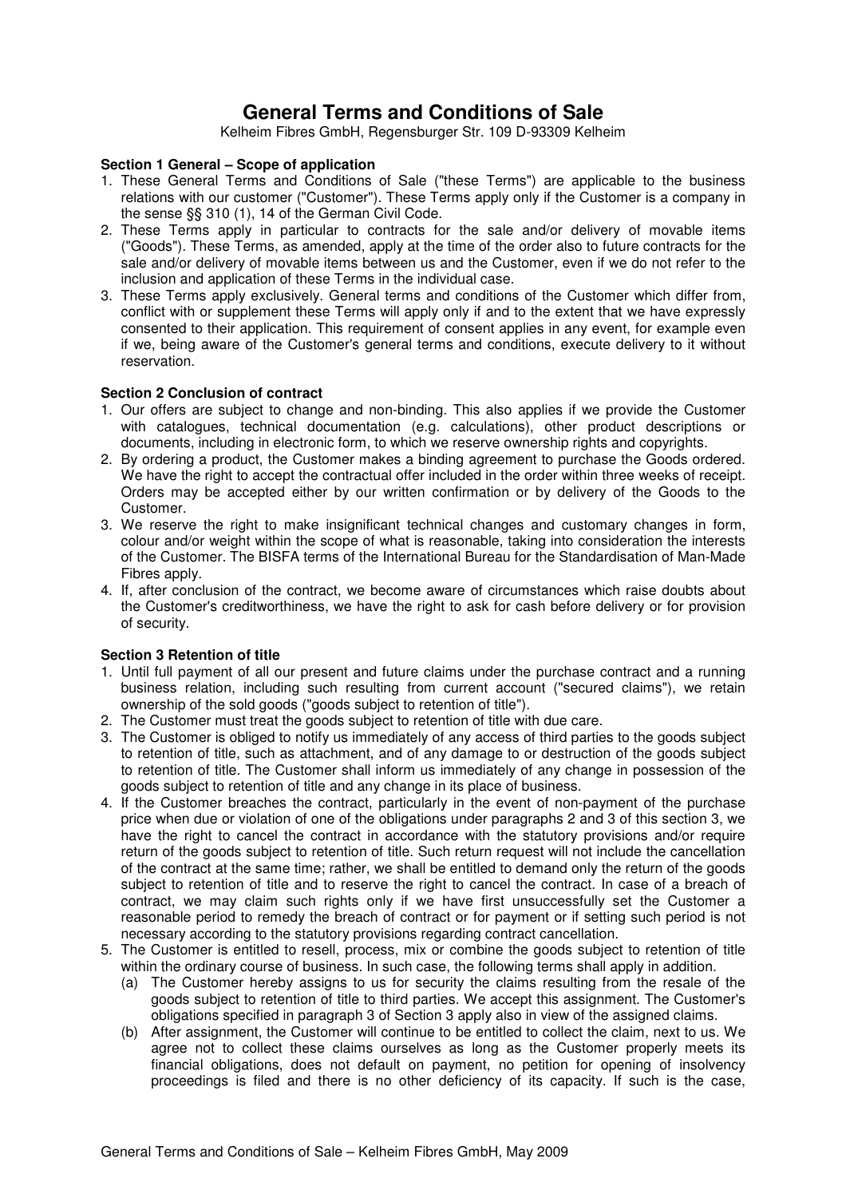# General Terms and Conditions of Sale

Kelheim Fibres GmbH, Regensburger Str. 109 D-93309 Kelheim

**Section 1 General – Scope of application**

1. These General Terms and Conditions of Sale ("these Terms") are applicable to the business relations with our customer ("Customer"). These Terms apply only if the Customer is a company in the sense §§ 310 (1), 14 of the German Civil Code.
2. These Terms apply in particular to contracts for the sale and/or delivery of movable items ("Goods"). These Terms, as amended, apply at the time of the order also to future contracts for the sale and/or delivery of movable items between us and the Customer, even if we do not refer to the inclusion and application of these Terms in the individual case.
3. These Terms apply exclusively. General terms and conditions of the Customer which differ from, conflict with or supplement these Terms will apply only if and to the extent that we have expressly consented to their application. This requirement of consent applies in any event, for example even if we, being aware of the Customer's general terms and conditions, execute delivery to it without reservation.

**Section 2 Conclusion of contract**

1. Our offers are subject to change and non-binding. This also applies if we provide the Customer with catalogues, technical documentation (e.g. calculations), other product descriptions or documents, including in electronic form, to which we reserve ownership rights and copyrights.
2. By ordering a product, the Customer makes a binding agreement to purchase the Goods ordered. We have the right to accept the contractual offer included in the order within three weeks of receipt. Orders may be accepted either by our written confirmation or by delivery of the Goods to the Customer.
3. We reserve the right to make insignificant technical changes and customary changes in form, colour and/or weight within the scope of what is reasonable, taking into consideration the interests of the Customer. The BISFA terms of the International Bureau for the Standardisation of Man-Made Fibres apply.
4. If, after conclusion of the contract, we become aware of circumstances which raise doubts about the Customer's creditworthiness, we have the right to ask for cash before delivery or for provision of security.

**Section 3 Retention of title**

1. Until full payment of all our present and future claims under the purchase contract and a running business relation, including such resulting from current account ("secured claims"), we retain ownership of the sold goods ("goods subject to retention of title").
2. The Customer must treat the goods subject to retention of title with due care.
3. The Customer is obliged to notify us immediately of any access of third parties to the goods subject to retention of title, such as attachment, and of any damage to or destruction of the goods subject to retention of title. The Customer shall inform us immediately of any change in possession of the goods subject to retention of title and any change in its place of business.
4. If the Customer breaches the contract, particularly in the event of non-payment of the purchase price when due or violation of one of the obligations under paragraphs 2 and 3 of this section 3, we have the right to cancel the contract in accordance with the statutory provisions and/or require return of the goods subject to retention of title. Such return request will not include the cancellation of the contract at the same time; rather, we shall be entitled to demand only the return of the goods subject to retention of title and to reserve the right to cancel the contract. In case of a breach of contract, we may claim such rights only if we have first unsuccessfully set the Customer a reasonable period to remedy the breach of contract or for payment or if setting such period is not necessary according to the statutory provisions regarding contract cancellation.
5. The Customer is entitled to resell, process, mix or combine the goods subject to retention of title within the ordinary course of business. In such case, the following terms shall apply in addition.
   (a) The Customer hereby assigns to us for security the claims resulting from the resale of the goods subject to retention of title to third parties. We accept this assignment. The Customer's obligations specified in paragraph 3 of Section 3 apply also in view of the assigned claims.
   (b) After assignment, the Customer will continue to be entitled to collect the claim, next to us. We agree not to collect these claims ourselves as long as the Customer properly meets its financial obligations, does not default on payment, no petition for opening of insolvency proceedings is filed and there is no other deficiency of its capacity. If such is the case,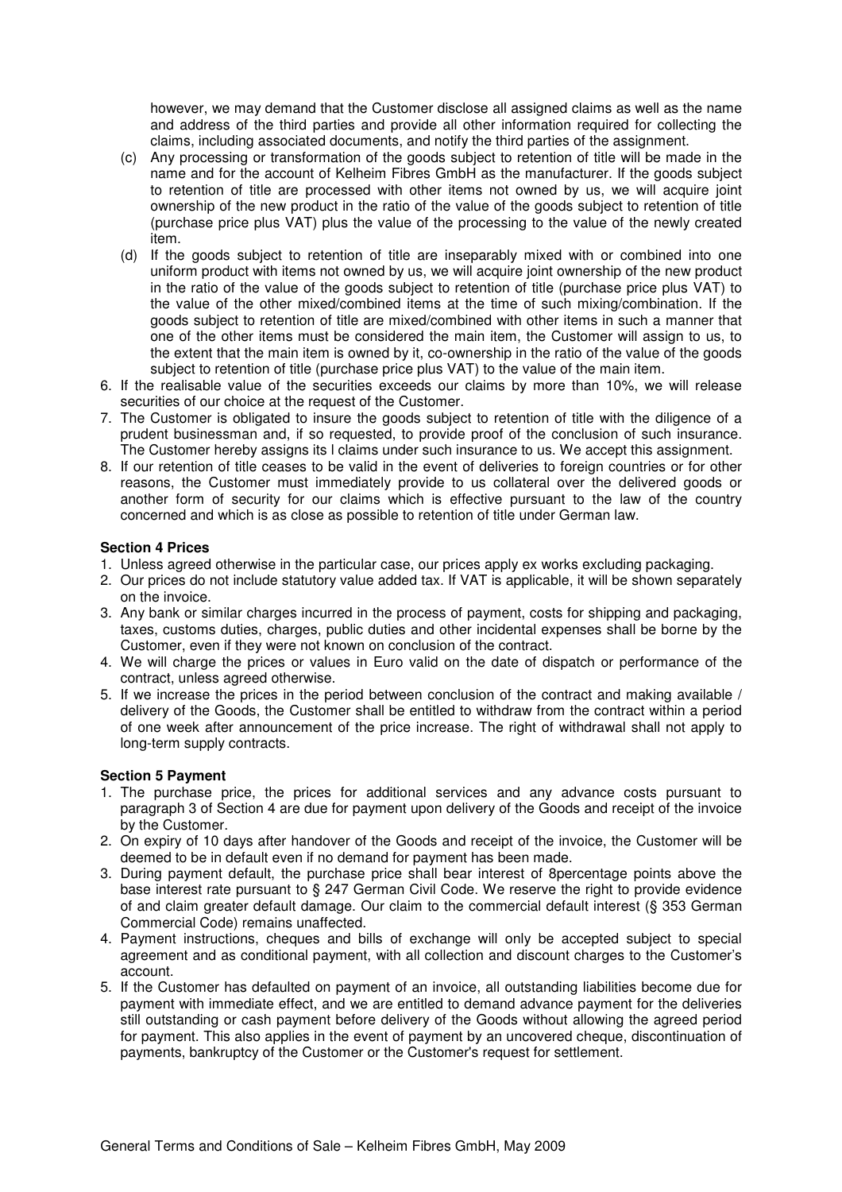however, we may demand that the Customer disclose all assigned claims as well as the name and address of the third parties and provide all other information required for collecting the claims, including associated documents, and notify the third parties of the assignment.

(c) Any processing or transformation of the goods subject to retention of title will be made in the name and for the account of Kelheim Fibres GmbH as the manufacturer. If the goods subject to retention of title are processed with other items not owned by us, we will acquire joint ownership of the new product in the ratio of the value of the goods subject to retention of title (purchase price plus VAT) plus the value of the processing to the value of the newly created item.

(d) If the goods subject to retention of title are inseparably mixed with or combined into one uniform product with items not owned by us, we will acquire joint ownership of the new product in the ratio of the value of the goods subject to retention of title (purchase price plus VAT) to the value of the other mixed/combined items at the time of such mixing/combination. If the goods subject to retention of title are mixed/combined with other items in such a manner that one of the other items must be considered the main item, the Customer will assign to us, to the extent that the main item is owned by it, co-ownership in the ratio of the value of the goods subject to retention of title (purchase price plus VAT) to the value of the main item.

6. If the realisable value of the securities exceeds our claims by more than 10%, we will release securities of our choice at the request of the Customer.
7. The Customer is obligated to insure the goods subject to retention of title with the diligence of a prudent businessman and, if so requested, to provide proof of the conclusion of such insurance. The Customer hereby assigns its l claims under such insurance to us. We accept this assignment.
8. If our retention of title ceases to be valid in the event of deliveries to foreign countries or for other reasons, the Customer must immediately provide to us collateral over the delivered goods or another form of security for our claims which is effective pursuant to the law of the country concerned and which is as close as possible to retention of title under German law.

**Section 4 Prices**

1. Unless agreed otherwise in the particular case, our prices apply ex works excluding packaging.
2. Our prices do not include statutory value added tax. If VAT is applicable, it will be shown separately on the invoice.
3. Any bank or similar charges incurred in the process of payment, costs for shipping and packaging, taxes, customs duties, charges, public duties and other incidental expenses shall be borne by the Customer, even if they were not known on conclusion of the contract.
4. We will charge the prices or values in Euro valid on the date of dispatch or performance of the contract, unless agreed otherwise.
5. If we increase the prices in the period between conclusion of the contract and making available / delivery of the Goods, the Customer shall be entitled to withdraw from the contract within a period of one week after announcement of the price increase. The right of withdrawal shall not apply to long-term supply contracts.

**Section 5 Payment**

1. The purchase price, the prices for additional services and any advance costs pursuant to paragraph 3 of Section 4 are due for payment upon delivery of the Goods and receipt of the invoice by the Customer.
2. On expiry of 10 days after handover of the Goods and receipt of the invoice, the Customer will be deemed to be in default even if no demand for payment has been made.
3. During payment default, the purchase price shall bear interest of 8percentage points above the base interest rate pursuant to § 247 German Civil Code. We reserve the right to provide evidence of and claim greater default damage. Our claim to the commercial default interest (§ 353 German Commercial Code) remains unaffected.
4. Payment instructions, cheques and bills of exchange will only be accepted subject to special agreement and as conditional payment, with all collection and discount charges to the Customer's account.
5. If the Customer has defaulted on payment of an invoice, all outstanding liabilities become due for payment with immediate effect, and we are entitled to demand advance payment for the deliveries still outstanding or cash payment before delivery of the Goods without allowing the agreed period for payment. This also applies in the event of payment by an uncovered cheque, discontinuation of payments, bankruptcy of the Customer or the Customer's request for settlement.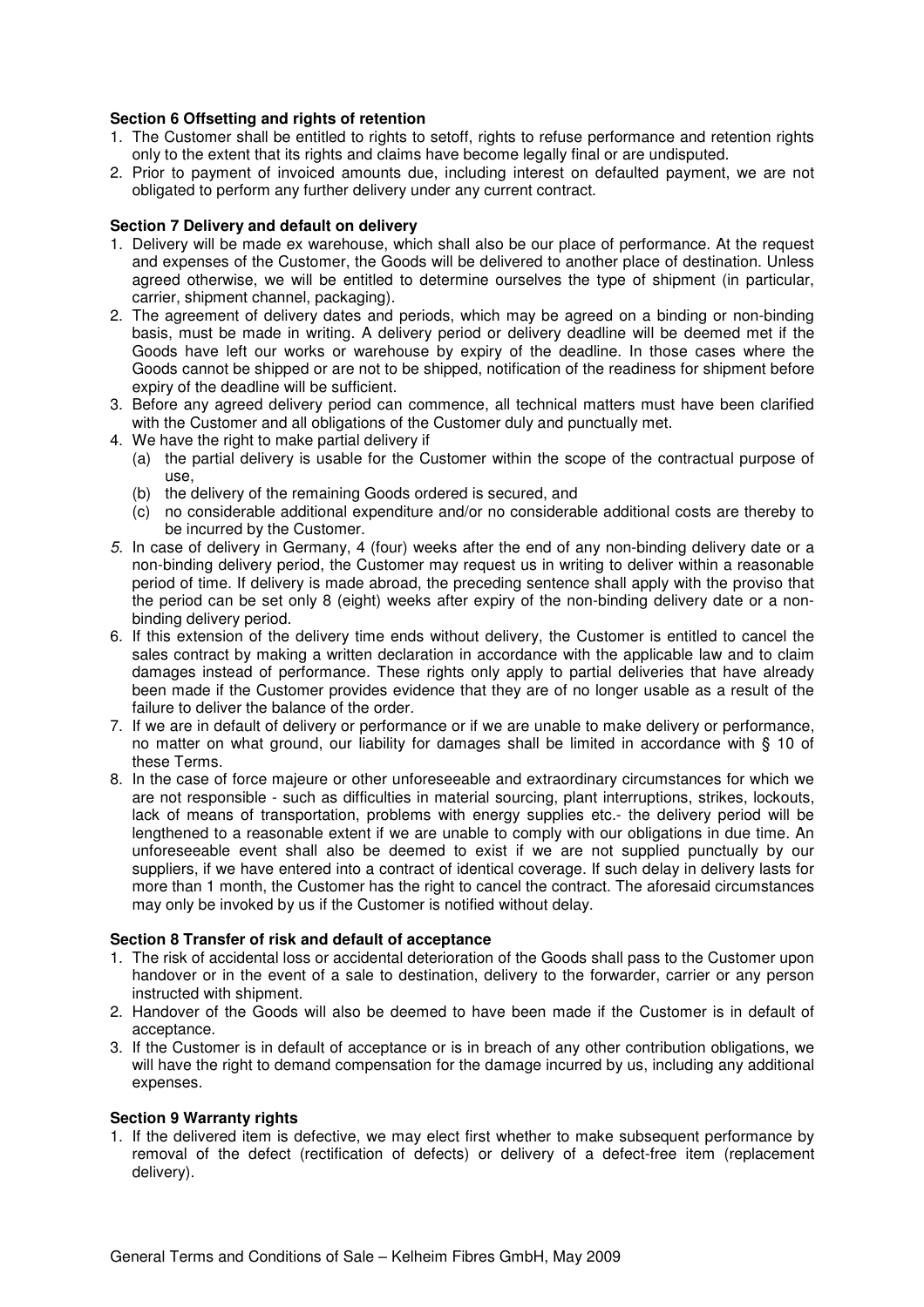**Section 6 Offsetting and rights of retention**

1. The Customer shall be entitled to rights to setoff, rights to refuse performance and retention rights only to the extent that its rights and claims have become legally final or are undisputed.
2. Prior to payment of invoiced amounts due, including interest on defaulted payment, we are not obligated to perform any further delivery under any current contract.

**Section 7 Delivery and default on delivery**

1. Delivery will be made ex warehouse, which shall also be our place of performance. At the request and expenses of the Customer, the Goods will be delivered to another place of destination. Unless agreed otherwise, we will be entitled to determine ourselves the type of shipment (in particular, carrier, shipment channel, packaging).
2. The agreement of delivery dates and periods, which may be agreed on a binding or non-binding basis, must be made in writing. A delivery period or delivery deadline will be deemed met if the Goods have left our works or warehouse by expiry of the deadline. In those cases where the Goods cannot be shipped or are not to be shipped, notification of the readiness for shipment before expiry of the deadline will be sufficient.
3. Before any agreed delivery period can commence, all technical matters must have been clarified with the Customer and all obligations of the Customer duly and punctually met.
4. We have the right to make partial delivery if
   (a) the partial delivery is usable for the Customer within the scope of the contractual purpose of use,
   (b) the delivery of the remaining Goods ordered is secured, and
   (c) no considerable additional expenditure and/or no considerable additional costs are thereby to be incurred by the Customer.
5. In case of delivery in Germany, 4 (four) weeks after the end of any non-binding delivery date or a non-binding delivery period, the Customer may request us in writing to deliver within a reasonable period of time. If delivery is made abroad, the preceding sentence shall apply with the proviso that the period can be set only 8 (eight) weeks after expiry of the non-binding delivery date or a non-binding delivery period.
6. If this extension of the delivery time ends without delivery, the Customer is entitled to cancel the sales contract by making a written declaration in accordance with the applicable law and to claim damages instead of performance. These rights only apply to partial deliveries that have already been made if the Customer provides evidence that they are of no longer usable as a result of the failure to deliver the balance of the order.
7. If we are in default of delivery or performance or if we are unable to make delivery or performance, no matter on what ground, our liability for damages shall be limited in accordance with § 10 of these Terms.
8. In the case of force majeure or other unforeseeable and extraordinary circumstances for which we are not responsible - such as difficulties in material sourcing, plant interruptions, strikes, lockouts, lack of means of transportation, problems with energy supplies etc.- the delivery period will be lengthened to a reasonable extent if we are unable to comply with our obligations in due time. An unforeseeable event shall also be deemed to exist if we are not supplied punctually by our suppliers, if we have entered into a contract of identical coverage. If such delay in delivery lasts for more than 1 month, the Customer has the right to cancel the contract. The aforesaid circumstances may only be invoked by us if the Customer is notified without delay.

**Section 8 Transfer of risk and default of acceptance**

1. The risk of accidental loss or accidental deterioration of the Goods shall pass to the Customer upon handover or in the event of a sale to destination, delivery to the forwarder, carrier or any person instructed with shipment.
2. Handover of the Goods will also be deemed to have been made if the Customer is in default of acceptance.
3. If the Customer is in default of acceptance or is in breach of any other contribution obligations, we will have the right to demand compensation for the damage incurred by us, including any additional expenses.

**Section 9 Warranty rights**

1. If the delivered item is defective, we may elect first whether to make subsequent performance by removal of the defect (rectification of defects) or delivery of a defect-free item (replacement delivery).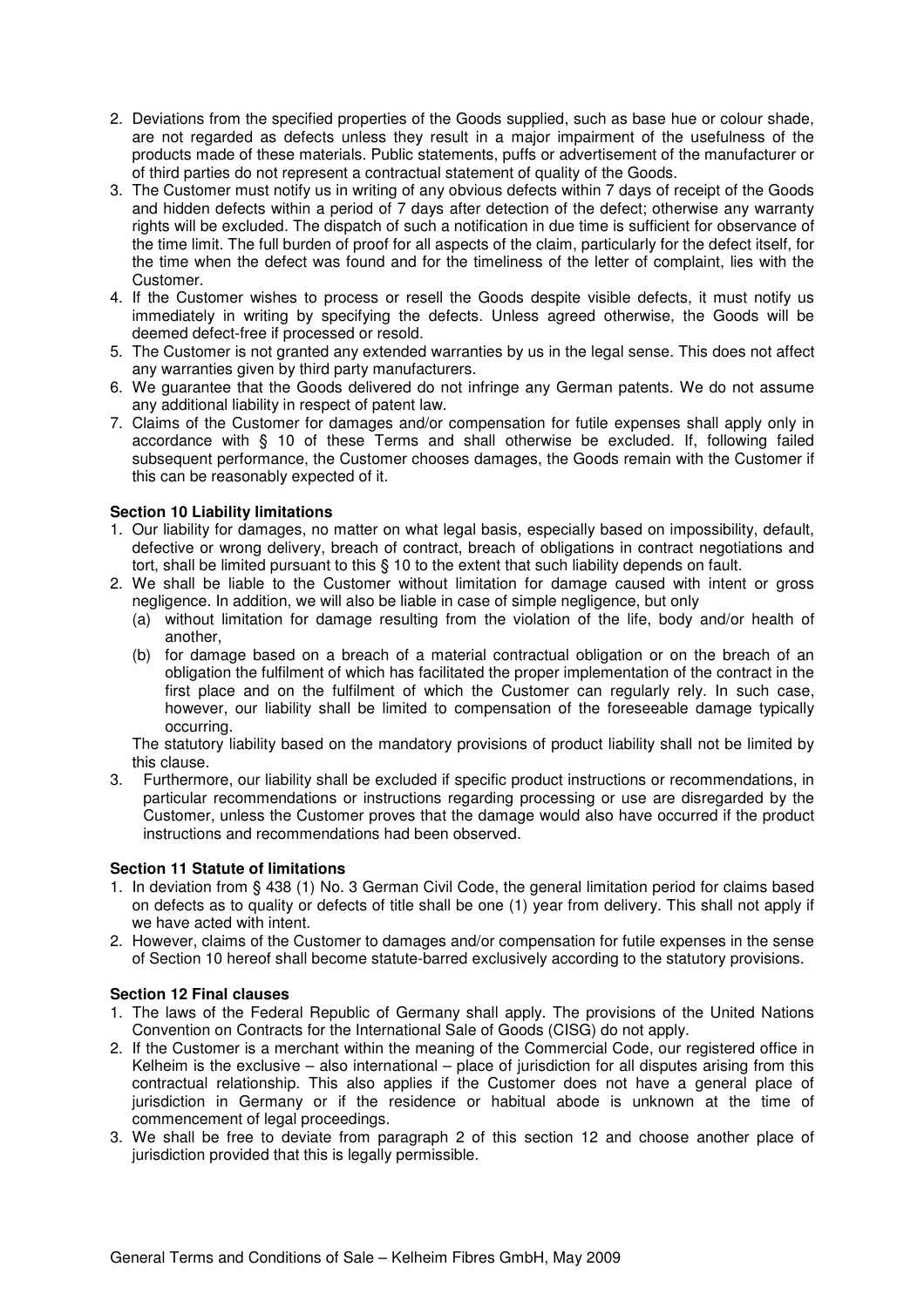2. Deviations from the specified properties of the Goods supplied, such as base hue or colour shade, are not regarded as defects unless they result in a major impairment of the usefulness of the products made of these materials. Public statements, puffs or advertisement of the manufacturer or of third parties do not represent a contractual statement of quality of the Goods.
3. The Customer must notify us in writing of any obvious defects within 7 days of receipt of the Goods and hidden defects within a period of 7 days after detection of the defect; otherwise any warranty rights will be excluded. The dispatch of such a notification in due time is sufficient for observance of the time limit. The full burden of proof for all aspects of the claim, particularly for the defect itself, for the time when the defect was found and for the timeliness of the letter of complaint, lies with the Customer.
4. If the Customer wishes to process or resell the Goods despite visible defects, it must notify us immediately in writing by specifying the defects. Unless agreed otherwise, the Goods will be deemed defect-free if processed or resold.
5. The Customer is not granted any extended warranties by us in the legal sense. This does not affect any warranties given by third party manufacturers.
6. We guarantee that the Goods delivered do not infringe any German patents. We do not assume any additional liability in respect of patent law.
7. Claims of the Customer for damages and/or compensation for futile expenses shall apply only in accordance with § 10 of these Terms and shall otherwise be excluded. If, following failed subsequent performance, the Customer chooses damages, the Goods remain with the Customer if this can be reasonably expected of it.

**Section 10 Liability limitations**

1. Our liability for damages, no matter on what legal basis, especially based on impossibility, default, defective or wrong delivery, breach of contract, breach of obligations in contract negotiations and tort, shall be limited pursuant to this § 10 to the extent that such liability depends on fault.
2. We shall be liable to the Customer without limitation for damage caused with intent or gross negligence. In addition, we will also be liable in case of simple negligence, but only
   (a) without limitation for damage resulting from the violation of the life, body and/or health of another,
   (b) for damage based on a breach of a material contractual obligation or on the breach of an obligation the fulfilment of which has facilitated the proper implementation of the contract in the first place and on the fulfilment of which the Customer can regularly rely. In such case, however, our liability shall be limited to compensation of the foreseeable damage typically occurring.

   The statutory liability based on the mandatory provisions of product liability shall not be limited by this clause.
3. Furthermore, our liability shall be excluded if specific product instructions or recommendations, in particular recommendations or instructions regarding processing or use are disregarded by the Customer, unless the Customer proves that the damage would also have occurred if the product instructions and recommendations had been observed.

**Section 11 Statute of limitations**

1. In deviation from § 438 (1) No. 3 German Civil Code, the general limitation period for claims based on defects as to quality or defects of title shall be one (1) year from delivery. This shall not apply if we have acted with intent.
2. However, claims of the Customer to damages and/or compensation for futile expenses in the sense of Section 10 hereof shall become statute-barred exclusively according to the statutory provisions.

**Section 12 Final clauses**

1. The laws of the Federal Republic of Germany shall apply. The provisions of the United Nations Convention on Contracts for the International Sale of Goods (CISG) do not apply.
2. If the Customer is a merchant within the meaning of the Commercial Code, our registered office in Kelheim is the exclusive – also international – place of jurisdiction for all disputes arising from this contractual relationship. This also applies if the Customer does not have a general place of jurisdiction in Germany or if the residence or habitual abode is unknown at the time of commencement of legal proceedings.
3. We shall be free to deviate from paragraph 2 of this section 12 and choose another place of jurisdiction provided that this is legally permissible.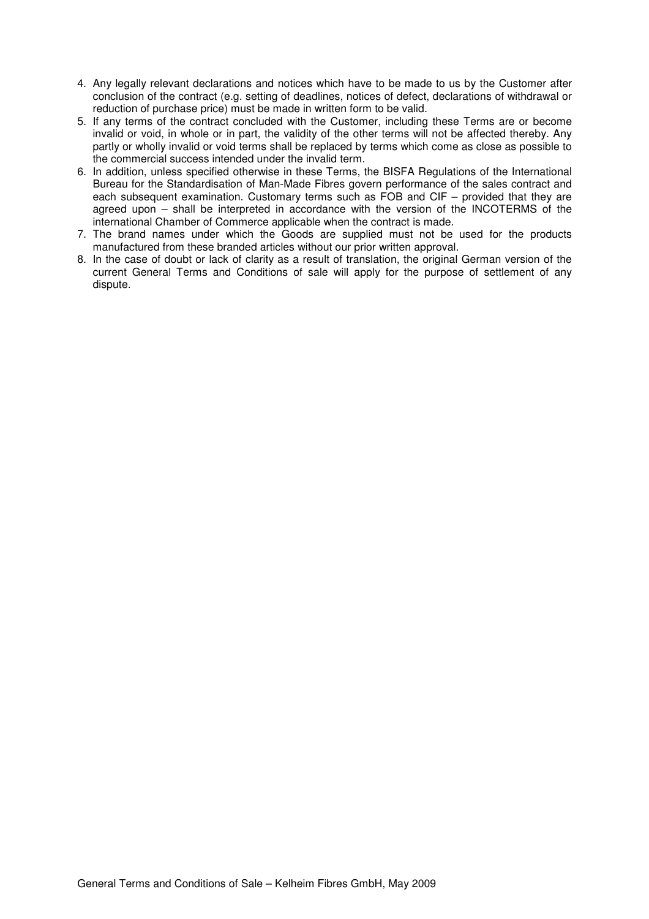4. Any legally relevant declarations and notices which have to be made to us by the Customer after conclusion of the contract (e.g. setting of deadlines, notices of defect, declarations of withdrawal or reduction of purchase price) must be made in written form to be valid.
5. If any terms of the contract concluded with the Customer, including these Terms are or become invalid or void, in whole or in part, the validity of the other terms will not be affected thereby. Any partly or wholly invalid or void terms shall be replaced by terms which come as close as possible to the commercial success intended under the invalid term.
6. In addition, unless specified otherwise in these Terms, the BISFA Regulations of the International Bureau for the Standardisation of Man-Made Fibres govern performance of the sales contract and each subsequent examination. Customary terms such as FOB and CIF – provided that they are agreed upon – shall be interpreted in accordance with the version of the INCOTERMS of the international Chamber of Commerce applicable when the contract is made.
7. The brand names under which the Goods are supplied must not be used for the products manufactured from these branded articles without our prior written approval.
8. In the case of doubt or lack of clarity as a result of translation, the original German version of the current General Terms and Conditions of sale will apply for the purpose of settlement of any dispute.